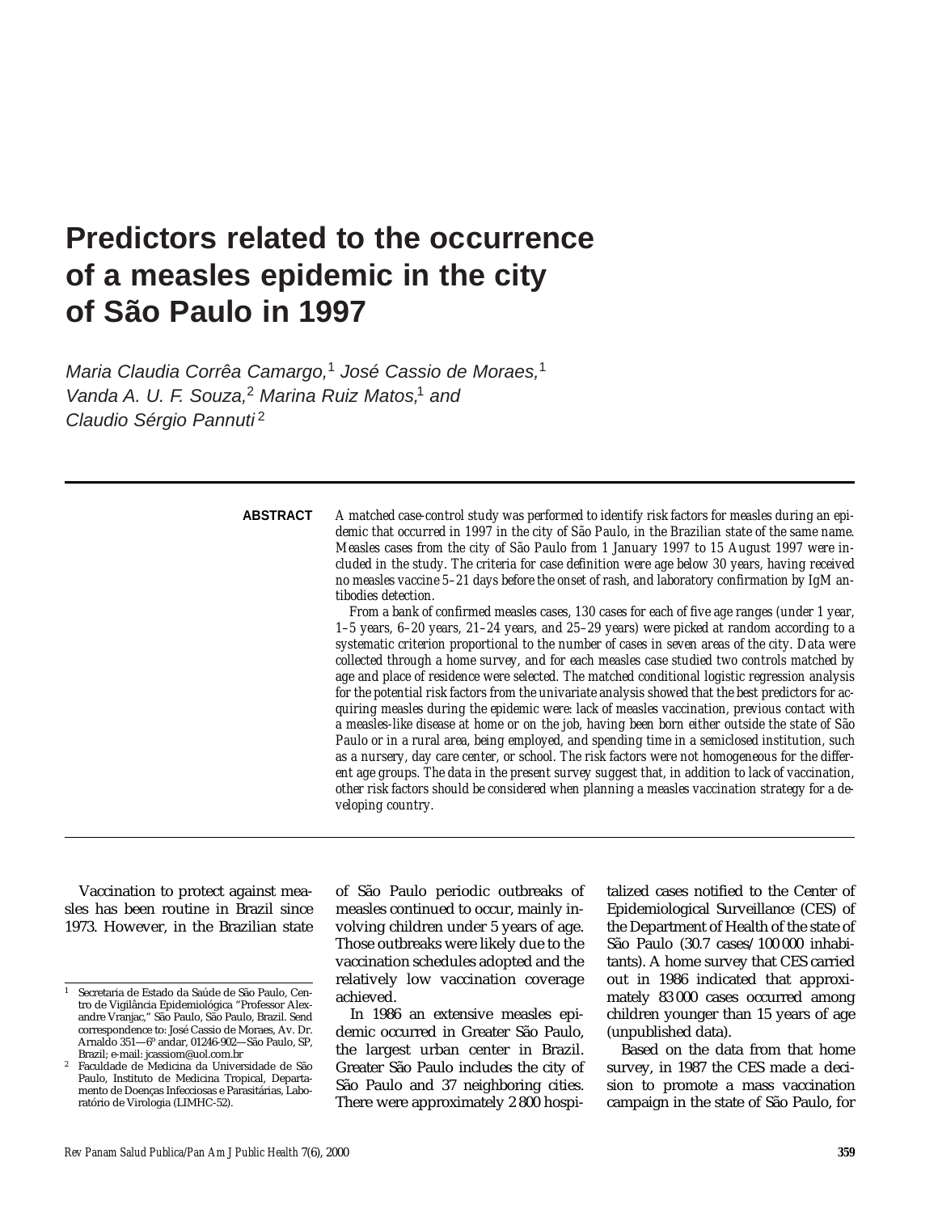# Predictors related to the occurrence of a measles epidemic in the city of São Paulo in 1997

*Maria Claudia Corrêa Camargo,[1] José Cassio de Moraes,[1] Vanda A. U. F. Souza,[2] Marina Ruiz Matos,[1] and Claudio Sérgio Pannuti[2]*

**ABSTRACT** *A matched case-control study was performed to identify risk factors for measles during an epidemic that occurred in 1997 in the city of São Paulo, in the Brazilian state of the same name. Measles cases from the city of São Paulo from 1 January 1997 to 15 August 1997 were included in the study. The criteria for case definition were age below 30 years, having received no measles vaccine 5–21 days before the onset of rash, and laboratory confirmation by IgM antibodies detection.*

*From a bank of confirmed measles cases, 130 cases for each of five age ranges (under 1 year, 1–5 years, 6–20 years, 21–24 years, and 25–29 years) were picked at random according to a systematic criterion proportional to the number of cases in seven areas of the city. Data were collected through a home survey, and for each measles case studied two controls matched by age and place of residence were selected. The matched conditional logistic regression analysis for the potential risk factors from the univariate analysis showed that the best predictors for acquiring measles during the epidemic were: lack of measles vaccination, previous contact with a measles-like disease at home or on the job, having been born either outside the state of São Paulo or in a rural area, being employed, and spending time in a semiclosed institution, such as a nursery, day care center, or school. The risk factors were not homogeneous for the different age groups. The data in the present survey suggest that, in addition to lack of vaccination, other risk factors should be considered when planning a measles vaccination strategy for a developing country.*

---

Vaccination to protect against measles has been routine in Brazil since 1973. However, in the Brazilian state of São Paulo periodic outbreaks of measles continued to occur, mainly involving children under 5 years of age. Those outbreaks were likely due to the vaccination schedules adopted and the relatively low vaccination coverage achieved.

In 1986 an extensive measles epidemic occurred in Greater São Paulo, the largest urban center in Brazil. Greater São Paulo includes the city of São Paulo and 37 neighboring cities. There were approximately 2 800 hospitalized cases notified to the Center of Epidemiological Surveillance (CES) of the Department of Health of the state of São Paulo (30.7 cases/100 000 inhabitants). A home survey that CES carried out in 1986 indicated that approximately 83 000 cases occurred among children younger than 15 years of age (unpublished data).

Based on the data from that home survey, in 1987 the CES made a decision to promote a mass vaccination campaign in the state of São Paulo, for

---

[1] Secretaria de Estado da Saúde de São Paulo, Centro de Vigilância Epidemiológica "Professor Alexandre Vranjac," São Paulo, São Paulo, Brazil. Send correspondence to: José Cassio de Moraes, Av. Dr. Arnaldo 351—6º andar, 01246-902—São Paulo, SP, Brazil; e-mail: jcassiom@uol.com.br

[2] Faculdade de Medicina da Universidade de São Paulo, Instituto de Medicina Tropical, Departamento de Doenças Infecciosas e Parasitárias, Laboratório de Virologia (LIMHC-52).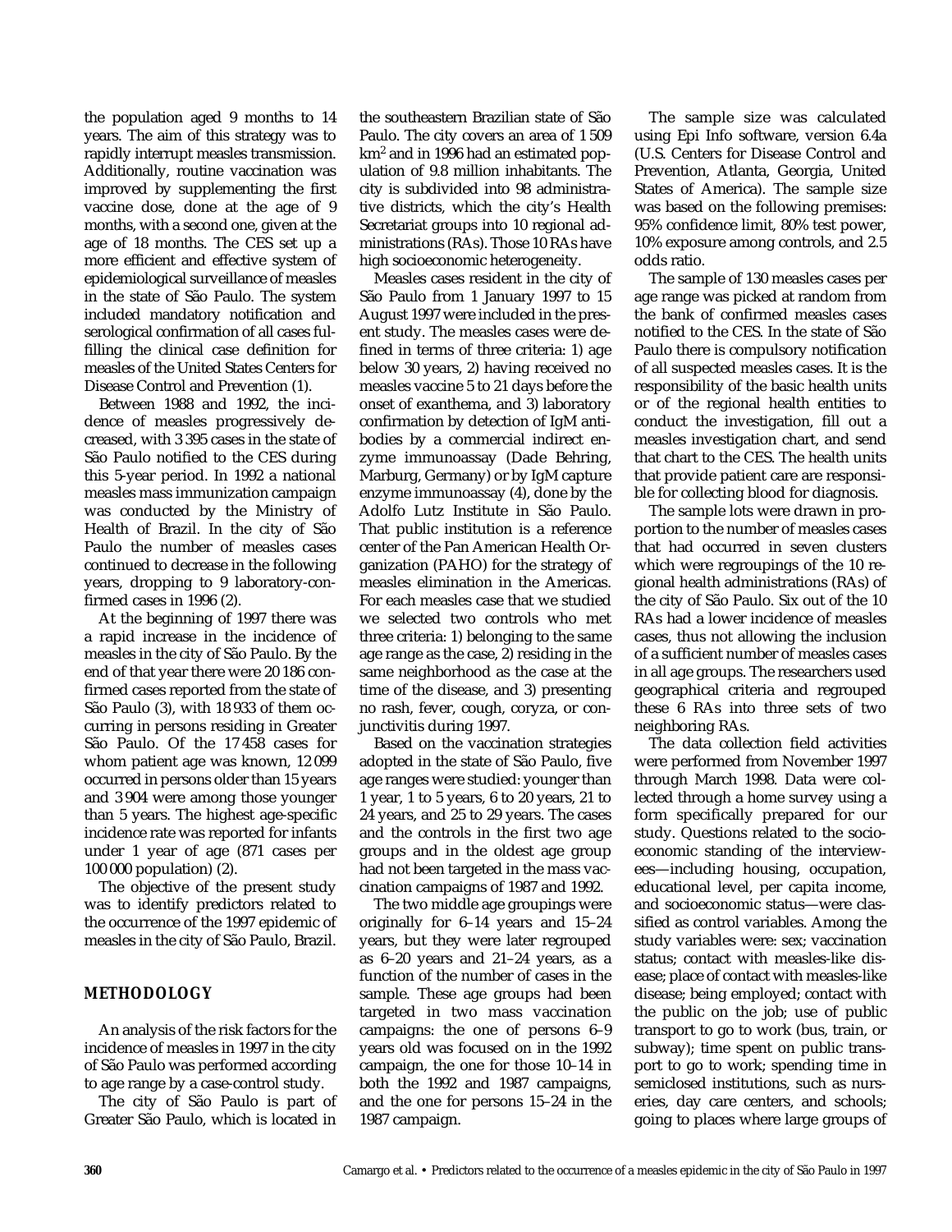the population aged 9 months to 14 years. The aim of this strategy was to rapidly interrupt measles transmission. Additionally, routine vaccination was improved by supplementing the first vaccine dose, done at the age of 9 months, with a second one, given at the age of 18 months. The CES set up a more efficient and effective system of epidemiological surveillance of measles in the state of São Paulo. The system included mandatory notification and serological confirmation of all cases fulfilling the clinical case definition for measles of the United States Centers for Disease Control and Prevention (1).

Between 1988 and 1992, the incidence of measles progressively decreased, with 3 395 cases in the state of São Paulo notified to the CES during this 5-year period. In 1992 a national measles mass immunization campaign was conducted by the Ministry of Health of Brazil. In the city of São Paulo the number of measles cases continued to decrease in the following years, dropping to 9 laboratory-confirmed cases in 1996 (2).

At the beginning of 1997 there was a rapid increase in the incidence of measles in the city of São Paulo. By the end of that year there were 20 186 confirmed cases reported from the state of São Paulo (3), with 18 933 of them occurring in persons residing in Greater São Paulo. Of the 17 458 cases for whom patient age was known, 12 099 occurred in persons older than 15 years and 3 904 were among those younger than 5 years. The highest age-specific incidence rate was reported for infants under 1 year of age (871 cases per 100 000 population) (2).

The objective of the present study was to identify predictors related to the occurrence of the 1997 epidemic of measles in the city of São Paulo, Brazil.

## METHODOLOGY

An analysis of the risk factors for the incidence of measles in 1997 in the city of São Paulo was performed according to age range by a case-control study.

The city of São Paulo is part of Greater São Paulo, which is located in the southeastern Brazilian state of São Paulo. The city covers an area of 1 509 km$^2$ and in 1996 had an estimated population of 9.8 million inhabitants. The city is subdivided into 98 administrative districts, which the city's Health Secretariat groups into 10 regional administrations (RAs). Those 10 RAs have high socioeconomic heterogeneity.

Measles cases resident in the city of São Paulo from 1 January 1997 to 15 August 1997 were included in the present study. The measles cases were defined in terms of three criteria: 1) age below 30 years, 2) having received no measles vaccine 5 to 21 days before the onset of exanthema, and 3) laboratory confirmation by detection of IgM antibodies by a commercial indirect enzyme immunoassay (Dade Behring, Marburg, Germany) or by IgM capture enzyme immunoassay (4), done by the Adolfo Lutz Institute in São Paulo. That public institution is a reference center of the Pan American Health Organization (PAHO) for the strategy of measles elimination in the Americas. For each measles case that we studied we selected two controls who met three criteria: 1) belonging to the same age range as the case, 2) residing in the same neighborhood as the case at the time of the disease, and 3) presenting no rash, fever, cough, coryza, or conjunctivitis during 1997.

Based on the vaccination strategies adopted in the state of São Paulo, five age ranges were studied: younger than 1 year, 1 to 5 years, 6 to 20 years, 21 to 24 years, and 25 to 29 years. The cases and the controls in the first two age groups and in the oldest age group had not been targeted in the mass vaccination campaigns of 1987 and 1992.

The two middle age groupings were originally for 6–14 years and 15–24 years, but they were later regrouped as 6–20 years and 21–24 years, as a function of the number of cases in the sample. These age groups had been targeted in two mass vaccination campaigns: the one of persons 6–9 years old was focused on in the 1992 campaign, the one for those 10–14 in both the 1992 and 1987 campaigns, and the one for persons 15–24 in the 1987 campaign.

The sample size was calculated using Epi Info software, version 6.4a (U.S. Centers for Disease Control and Prevention, Atlanta, Georgia, United States of America). The sample size was based on the following premises: 95% confidence limit, 80% test power, 10% exposure among controls, and 2.5 odds ratio.

The sample of 130 measles cases per age range was picked at random from the bank of confirmed measles cases notified to the CES. In the state of São Paulo there is compulsory notification of all suspected measles cases. It is the responsibility of the basic health units or of the regional health entities to conduct the investigation, fill out a measles investigation chart, and send that chart to the CES. The health units that provide patient care are responsible for collecting blood for diagnosis.

The sample lots were drawn in proportion to the number of measles cases that had occurred in seven clusters which were regroupings of the 10 regional health administrations (RAs) of the city of São Paulo. Six out of the 10 RAs had a lower incidence of measles cases, thus not allowing the inclusion of a sufficient number of measles cases in all age groups. The researchers used geographical criteria and regrouped these 6 RAs into three sets of two neighboring RAs.

The data collection field activities were performed from November 1997 through March 1998. Data were collected through a home survey using a form specifically prepared for our study. Questions related to the socioeconomic standing of the interviewees—including housing, occupation, educational level, per capita income, and socioeconomic status—were classified as control variables. Among the study variables were: sex; vaccination status; contact with measles-like disease; place of contact with measles-like disease; being employed; contact with the public on the job; use of public transport to go to work (bus, train, or subway); time spent on public transport to go to work; spending time in semiclosed institutions, such as nurseries, day care centers, and schools; going to places where large groups of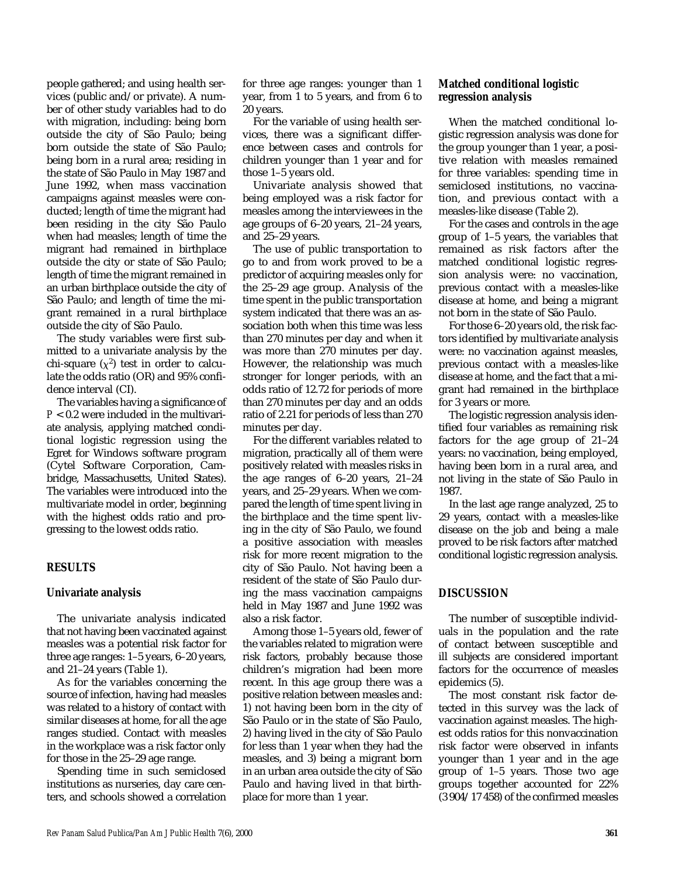people gathered; and using health services (public and/or private). A number of other study variables had to do with migration, including: being born outside the city of São Paulo; being born outside the state of São Paulo; being born in a rural area; residing in the state of São Paulo in May 1987 and June 1992, when mass vaccination campaigns against measles were conducted; length of time the migrant had been residing in the city São Paulo when had measles; length of time the migrant had remained in birthplace outside the city or state of São Paulo; length of time the migrant remained in an urban birthplace outside the city of São Paulo; and length of time the migrant remained in a rural birthplace outside the city of São Paulo.

The study variables were first submitted to a univariate analysis by the chi-square ($\chi^2$) test in order to calculate the odds ratio (OR) and 95% confidence interval (CI).

The variables having a significance of $P < 0.2$ were included in the multivariate analysis, applying matched conditional logistic regression using the Egret for Windows software program (Cytel Software Corporation, Cambridge, Massachusetts, United States). The variables were introduced into the multivariate model in order, beginning with the highest odds ratio and progressing to the lowest odds ratio.

## RESULTS

### Univariate analysis

The univariate analysis indicated that not having been vaccinated against measles was a potential risk factor for three age ranges: 1–5 years, 6–20 years, and 21–24 years (Table 1).

As for the variables concerning the source of infection, having had measles was related to a history of contact with similar diseases at home, for all the age ranges studied. Contact with measles in the workplace was a risk factor only for those in the 25–29 age range.

Spending time in such semiclosed institutions as nurseries, day care centers, and schools showed a correlation for three age ranges: younger than 1 year, from 1 to 5 years, and from 6 to 20 years.

For the variable of using health services, there was a significant difference between cases and controls for children younger than 1 year and for those 1–5 years old.

Univariate analysis showed that being employed was a risk factor for measles among the interviewees in the age groups of 6–20 years, 21–24 years, and 25–29 years.

The use of public transportation to go to and from work proved to be a predictor of acquiring measles only for the 25–29 age group. Analysis of the time spent in the public transportation system indicated that there was an association both when this time was less than 270 minutes per day and when it was more than 270 minutes per day. However, the relationship was much stronger for longer periods, with an odds ratio of 12.72 for periods of more than 270 minutes per day and an odds ratio of 2.21 for periods of less than 270 minutes per day.

For the different variables related to migration, practically all of them were positively related with measles risks in the age ranges of 6–20 years, 21–24 years, and 25–29 years. When we compared the length of time spent living in the birthplace and the time spent living in the city of São Paulo, we found a positive association with measles risk for more recent migration to the city of São Paulo. Not having been a resident of the state of São Paulo during the mass vaccination campaigns held in May 1987 and June 1992 was also a risk factor.

Among those 1–5 years old, fewer of the variables related to migration were risk factors, probably because those children's migration had been more recent. In this age group there was a positive relation between measles and: 1) not having been born in the city of São Paulo or in the state of São Paulo, 2) having lived in the city of São Paulo for less than 1 year when they had the measles, and 3) being a migrant born in an urban area outside the city of São Paulo and having lived in that birthplace for more than 1 year.

### Matched conditional logistic regression analysis

When the matched conditional logistic regression analysis was done for the group younger than 1 year, a positive relation with measles remained for three variables: spending time in semiclosed institutions, no vaccination, and previous contact with a measles-like disease (Table 2).

For the cases and controls in the age group of 1–5 years, the variables that remained as risk factors after the matched conditional logistic regression analysis were: no vaccination, previous contact with a measles-like disease at home, and being a migrant not born in the state of São Paulo.

For those 6–20 years old, the risk factors identified by multivariate analysis were: no vaccination against measles, previous contact with a measles-like disease at home, and the fact that a migrant had remained in the birthplace for 3 years or more.

The logistic regression analysis identified four variables as remaining risk factors for the age group of 21–24 years: no vaccination, being employed, having been born in a rural area, and not living in the state of São Paulo in 1987.

In the last age range analyzed, 25 to 29 years, contact with a measles-like disease on the job and being a male proved to be risk factors after matched conditional logistic regression analysis.

## DISCUSSION

The number of susceptible individuals in the population and the rate of contact between susceptible and ill subjects are considered important factors for the occurrence of measles epidemics (5).

The most constant risk factor detected in this survey was the lack of vaccination against measles. The highest odds ratios for this nonvaccination risk factor were observed in infants younger than 1 year and in the age group of 1–5 years. Those two age groups together accounted for 22% (3 904/17 458) of the confirmed measles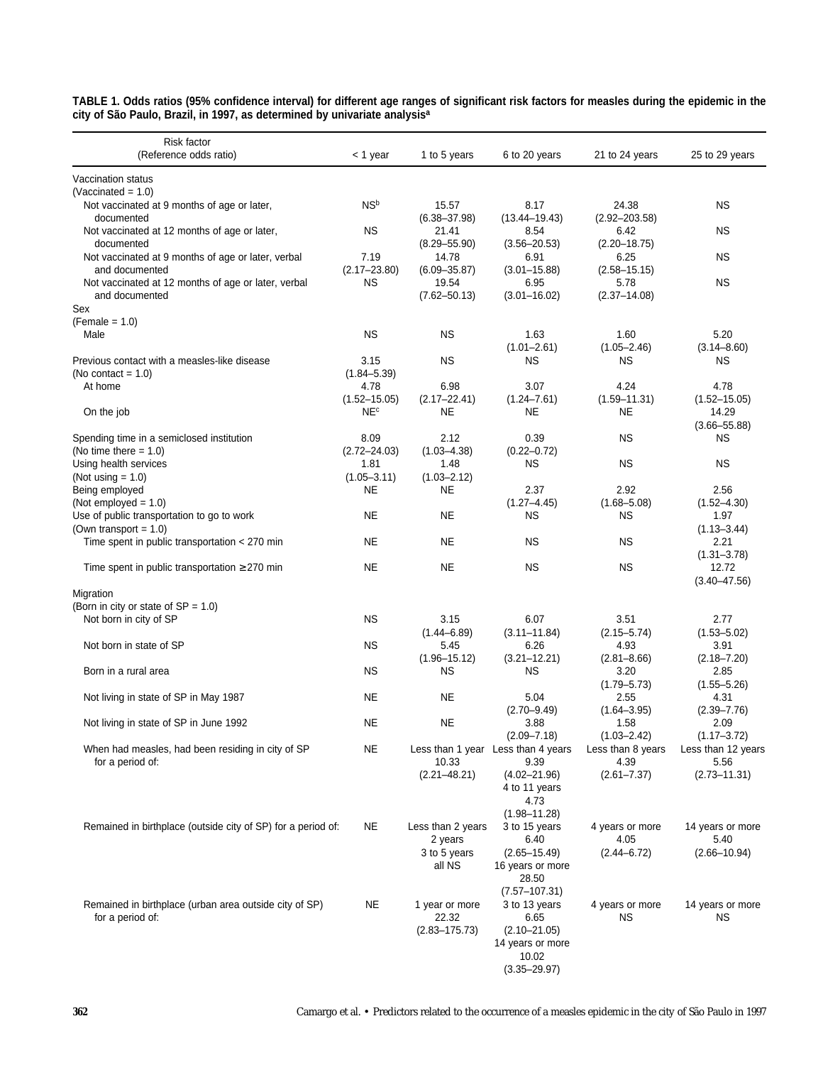**TABLE 1. Odds ratios (95% confidence interval) for different age ranges of significant risk factors for measles during the epidemic in the city of São Paulo, Brazil, in 1997, as determined by univariate analysis[a]**

| Risk factor (Reference odds ratio) | < 1 year | 1 to 5 years | 6 to 20 years | 21 to 24 years | 25 to 29 years |
|---|---|---|---|---|---|
| Vaccination status (Vaccinated = 1.0) | | | | | |
| Not vaccinated at 9 months of age or later, documented | NS[b] | 15.57 (6.38–37.98) | 8.17 (13.44–19.43) | 24.38 (2.92–203.58) | NS |
| Not vaccinated at 12 months of age or later, documented | NS | 21.41 (8.29–55.90) | 8.54 (3.56–20.53) | 6.42 (2.20–18.75) | NS |
| Not vaccinated at 9 months of age or later, verbal and documented | 7.19 (2.17–23.80) | 14.78 (6.09–35.87) | 6.91 (3.01–15.88) | 6.25 (2.58–15.15) | NS |
| Not vaccinated at 12 months of age or later, verbal and documented | NS | 19.54 (7.62–50.13) | 6.95 (3.01–16.02) | 5.78 (2.37–14.08) | NS |
| Sex (Female = 1.0) | | | | | |
| Male | NS | NS | 1.63 (1.01–2.61) | 1.60 (1.05–2.46) | 5.20 (3.14–8.60) |
| Previous contact with a measles-like disease (No contact = 1.0) | 3.15 (1.84–5.39) | NS | NS | NS | NS |
| At home | 4.78 (1.52–15.05) | 6.98 (2.17–22.41) | 3.07 (1.24–7.61) | 4.24 (1.59–11.31) | 4.78 (1.52–15.05) |
| On the job | NE[c] | NE | NE | NE | 14.29 (3.66–55.88) |
| Spending time in a semiclosed institution (No time there = 1.0) | 8.09 (2.72–24.03) | 2.12 (1.03–4.38) | 0.39 (0.22–0.72) | NS | NS |
| Using health services (Not using = 1.0) | 1.81 (1.05–3.11) | 1.48 (1.03–2.12) | NS | NS | NS |
| Being employed (Not employed = 1.0) | NE | NE | 2.37 (1.27–4.45) | 2.92 (1.68–5.08) | 2.56 (1.52–4.30) |
| Use of public transportation to go to work (Own transport = 1.0) | NE | NE | NS | NS | 1.97 (1.13–3.44) |
| Time spent in public transportation < 270 min | NE | NE | NS | NS | 2.21 (1.31–3.78) |
| Time spent in public transportation ≥ 270 min | NE | NE | NS | NS | 12.72 (3.40–47.56) |
| Migration (Born in city or state of SP = 1.0) | | | | | |
| Not born in city of SP | NS | 3.15 (1.44–6.89) | 6.07 (3.11–11.84) | 3.51 (2.15–5.74) | 2.77 (1.53–5.02) |
| Not born in state of SP | NS | 5.45 (1.96–15.12) | 6.26 (3.21–12.21) | 4.93 (2.81–8.66) | 3.91 (2.18–7.20) |
| Born in a rural area | NS | NS | NS | 3.20 (1.79–5.73) | 2.85 (1.55–5.26) |
| Not living in state of SP in May 1987 | NE | NE | 5.04 (2.70–9.49) | 2.55 (1.64–3.95) | 4.31 (2.39–7.76) |
| Not living in state of SP in June 1992 | NE | NE | 3.88 (2.09–7.18) | 1.58 (1.03–2.42) | 2.09 (1.17–3.72) |
| When had measles, had been residing in city of SP for a period of: | NE | Less than 1 year 10.33 (2.21–48.21) | Less than 4 years 9.39 (4.02–21.96); 4 to 11 years 4.73 (1.98–11.28) | Less than 8 years 4.39 (2.61–7.37) | Less than 12 years 5.56 (2.73–11.31) |
| Remained in birthplace (outside city of SP) for a period of: | NE | Less than 2 years 2 years 3 to 5 years all NS | 3 to 15 years 6.40 (2.65–15.49); 16 years or more 28.50 (7.57–107.31) | 4 years or more 4.05 (2.44–6.72) | 14 years or more 5.40 (2.66–10.94) |
| Remained in birthplace (urban area outside city of SP) for a period of: | NE | 1 year or more 22.32 (2.83–175.73) | 3 to 13 years 6.65 (2.10–21.05); 14 years or more 10.02 (3.35–29.97) | 4 years or more NS | 14 years or more NS |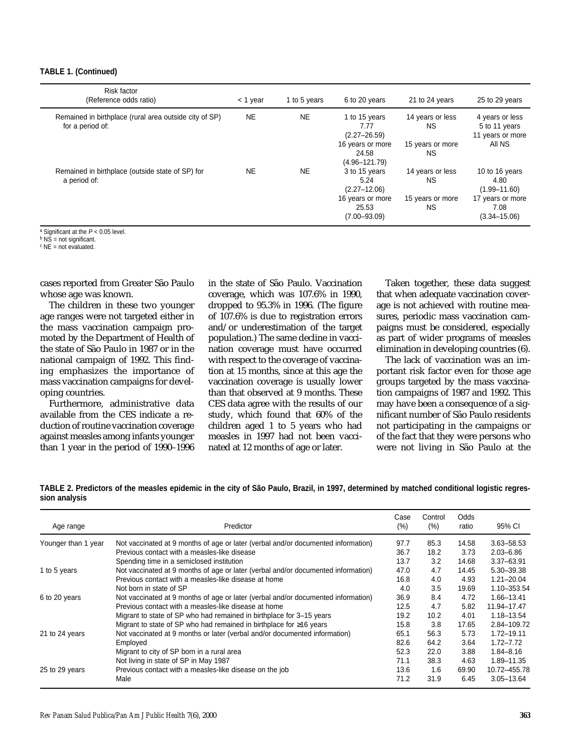**TABLE 1. (Continued)**

| Risk factor (Reference odds ratio) | < 1 year | 1 to 5 years | 6 to 20 years | 21 to 24 years | 25 to 29 years |
|---|---|---|---|---|---|
| Remained in birthplace (rural area outside city of SP) for a period of: | NE | NE | 1 to 15 years 7.77 (2.27–26.59) | 14 years or less NS | 4 years or less |
| | | | | | 5 to 11 years |
| | | | 16 years or more 24.58 (4.96–121.79) | 15 years or more NS | 11 years or more All NS |
| Remained in birthplace (outside state of SP) for a period of: | NE | NE | 3 to 15 years 5.24 (2.27–12.06) | 14 years or less NS | 10 to 16 years 4.80 (1.99–11.60) |
| | | | 16 years or more 25.53 (7.00–93.09) | 15 years or more NS | 17 years or more 7.08 (3.34–15.06) |

[a] Significant at the $P < 0.05$ level.
[b] NS = not significant.
[c] NE = not evaluated.

cases reported from Greater São Paulo whose age was known.

The children in these two younger age ranges were not targeted either in the mass vaccination campaign promoted by the Department of Health of the state of São Paulo in 1987 or in the national campaign of 1992. This finding emphasizes the importance of mass vaccination campaigns for developing countries.

Furthermore, administrative data available from the CES indicate a reduction of routine vaccination coverage against measles among infants younger than 1 year in the period of 1990–1996 in the state of São Paulo. Vaccination coverage, which was 107.6% in 1990, dropped to 95.3% in 1996. (The figure of 107.6% is due to registration errors and/or underestimation of the target population.) The same decline in vaccination coverage must have occurred with respect to the coverage of vaccination at 15 months, since at this age the vaccination coverage is usually lower than that observed at 9 months. These CES data agree with the results of our study, which found that 60% of the children aged 1 to 5 years who had measles in 1997 had not been vaccinated at 12 months of age or later.

Taken together, these data suggest that when adequate vaccination coverage is not achieved with routine measures, periodic mass vaccination campaigns must be considered, especially as part of wider programs of measles elimination in developing countries (6).

The lack of vaccination was an important risk factor even for those age groups targeted by the mass vaccination campaigns of 1987 and 1992. This may have been a consequence of a significant number of São Paulo residents not participating in the campaigns or of the fact that they were persons who were not living in São Paulo at the

**TABLE 2. Predictors of the measles epidemic in the city of São Paulo, Brazil, in 1997, determined by matched conditional logistic regression analysis**

| Age range | Predictor | Case (%) | Control (%) | Odds ratio | 95% CI |
|---|---|---|---|---|---|
| Younger than 1 year | Not vaccinated at 9 months of age or later (verbal and/or documented information) | 97.7 | 85.3 | 14.58 | 3.63–58.53 |
| | Previous contact with a measles-like disease | 36.7 | 18.2 | 3.73 | 2.03–6.86 |
| | Spending time in a semiclosed institution | 13.7 | 3.2 | 14.68 | 3.37–63.91 |
| 1 to 5 years | Not vaccinated at 9 months of age or later (verbal and/or documented information) | 47.0 | 4.7 | 14.45 | 5.30–39.38 |
| | Previous contact with a measles-like disease at home | 16.8 | 4.0 | 4.93 | 1.21–20.04 |
| | Not born in state of SP | 4.0 | 3.5 | 19.69 | 1.10–353.54 |
| 6 to 20 years | Not vaccinated at 9 months of age or later (verbal and/or documented information) | 36.9 | 8.4 | 4.72 | 1.66–13.41 |
| | Previous contact with a measles-like disease at home | 12.5 | 4.7 | 5.82 | 11.94–17.47 |
| | Migrant to state of SP who had remained in birthplace for 3–15 years | 19.2 | 10.2 | 4.01 | 1.18–13.54 |
| | Migrant to state of SP who had remained in birthplace for ≥16 years | 15.8 | 3.8 | 17.65 | 2.84–109.72 |
| 21 to 24 years | Not vaccinated at 9 months or later (verbal and/or documented information) | 65.1 | 56.3 | 5.73 | 1.72–19.11 |
| | Employed | 82.6 | 64.2 | 3.64 | 1.72–7.72 |
| | Migrant to city of SP born in a rural area | 52.3 | 22.0 | 3.88 | 1.84–8.16 |
| | Not living in state of SP in May 1987 | 71.1 | 38.3 | 4.63 | 1.89–11.35 |
| 25 to 29 years | Previous contact with a measles-like disease on the job | 13.6 | 1.6 | 69.90 | 10.72–455.78 |
| | Male | 71.2 | 31.9 | 6.45 | 3.05–13.64 |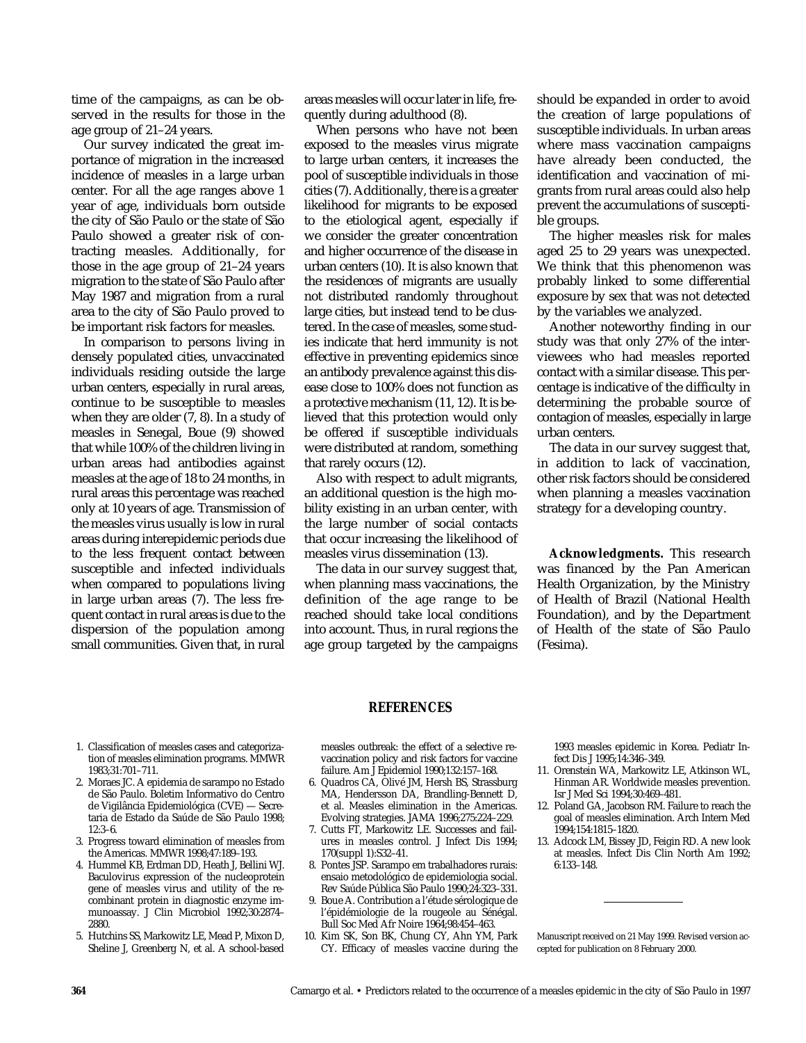time of the campaigns, as can be observed in the results for those in the age group of 21–24 years.

Our survey indicated the great importance of migration in the increased incidence of measles in a large urban center. For all the age ranges above 1 year of age, individuals born outside the city of São Paulo or the state of São Paulo showed a greater risk of contracting measles. Additionally, for those in the age group of 21–24 years migration to the state of São Paulo after May 1987 and migration from a rural area to the city of São Paulo proved to be important risk factors for measles.

In comparison to persons living in densely populated cities, unvaccinated individuals residing outside the large urban centers, especially in rural areas, continue to be susceptible to measles when they are older (7, 8). In a study of measles in Senegal, Boue (9) showed that while 100% of the children living in urban areas had antibodies against measles at the age of 18 to 24 months, in rural areas this percentage was reached only at 10 years of age. Transmission of the measles virus usually is low in rural areas during interepidemic periods due to the less frequent contact between susceptible and infected individuals when compared to populations living in large urban areas (7). The less frequent contact in rural areas is due to the dispersion of the population among small communities. Given that, in rural areas measles will occur later in life, frequently during adulthood (8).

When persons who have not been exposed to the measles virus migrate to large urban centers, it increases the pool of susceptible individuals in those cities (7). Additionally, there is a greater likelihood for migrants to be exposed to the etiological agent, especially if we consider the greater concentration and higher occurrence of the disease in urban centers (10). It is also known that the residences of migrants are usually not distributed randomly throughout large cities, but instead tend to be clustered. In the case of measles, some studies indicate that herd immunity is not effective in preventing epidemics since an antibody prevalence against this disease close to 100% does not function as a protective mechanism (11, 12). It is believed that this protection would only be offered if susceptible individuals were distributed at random, something that rarely occurs (12).

Also with respect to adult migrants, an additional question is the high mobility existing in an urban center, with the large number of social contacts that occur increasing the likelihood of measles virus dissemination (13).

The data in our survey suggest that, when planning mass vaccinations, the definition of the age range to be reached should take local conditions into account. Thus, in rural regions the age group targeted by the campaigns should be expanded in order to avoid the creation of large populations of susceptible individuals. In urban areas where mass vaccination campaigns have already been conducted, the identification and vaccination of migrants from rural areas could also help prevent the accumulations of susceptible groups.

The higher measles risk for males aged 25 to 29 years was unexpected. We think that this phenomenon was probably linked to some differential exposure by sex that was not detected by the variables we analyzed.

Another noteworthy finding in our study was that only 27% of the interviewees who had measles reported contact with a similar disease. This percentage is indicative of the difficulty in determining the probable source of contagion of measles, especially in large urban centers.

The data in our survey suggest that, in addition to lack of vaccination, other risk factors should be considered when planning a measles vaccination strategy for a developing country.

**Acknowledgments.** This research was financed by the Pan American Health Organization, by the Ministry of Health of Brazil (National Health Foundation), and by the Department of Health of the state of São Paulo (Fesima).

## REFERENCES

1. Classification of measles cases and categorization of measles elimination programs. MMWR 1983;31:701–711.
2. Moraes JC. A epidemia de sarampo no Estado de São Paulo. Boletim Informativo do Centro de Vigilância Epidemiológica (CVE) — Secretaria de Estado da Saúde de São Paulo 1998; 12:3–6.
3. Progress toward elimination of measles from the Americas. MMWR 1998;47:189–193.
4. Hummel KB, Erdman DD, Heath J, Bellini WJ. Baculovirus expression of the nucleoprotein gene of measles virus and utility of the recombinant protein in diagnostic enzyme immunoassay. J Clin Microbiol 1992;30:2874–2880.
5. Hutchins SS, Markowitz LE, Mead P, Mixon D, Sheline J, Greenberg N, et al. A school-based measles outbreak: the effect of a selective revaccination policy and risk factors for vaccine failure. Am J Epidemiol 1990;132:157–168.
6. Quadros CA, Olivé JM, Hersh BS, Strassburg MA, Hendersson DA, Brandling-Bennett D, et al. Measles elimination in the Americas. Evolving strategies. JAMA 1996;275:224–229.
7. Cutts FT, Markowitz LE. Successes and failures in measles control. J Infect Dis 1994; 170(suppl 1):S32–41.
8. Pontes JSP. Sarampo em trabalhadores rurais: ensaio metodológico de epidemiologia social. Rev Saúde Pública São Paulo 1990;24:323–331.
9. Boue A. Contribution a l'étude sérologique de l'épidémiologie de la rougeole au Sénégal. Bull Soc Med Afr Noire 1964;98:454–463.
10. Kim SK, Son BK, Chung CY, Ahn YM, Park CY. Efficacy of measles vaccine during the 1993 measles epidemic in Korea. Pediatr Infect Dis J 1995;14:346–349.
11. Orenstein WA, Markowitz LE, Atkinson WL, Hinman AR. Worldwide measles prevention. Isr J Med Sci 1994;30:469–481.
12. Poland GA, Jacobson RM. Failure to reach the goal of measles elimination. Arch Intern Med 1994;154:1815–1820.
13. Adcock LM, Bissey JD, Feigin RD. A new look at measles. Infect Dis Clin North Am 1992; 6:133–148.

Manuscript received on 21 May 1999. Revised version accepted for publication on 8 February 2000.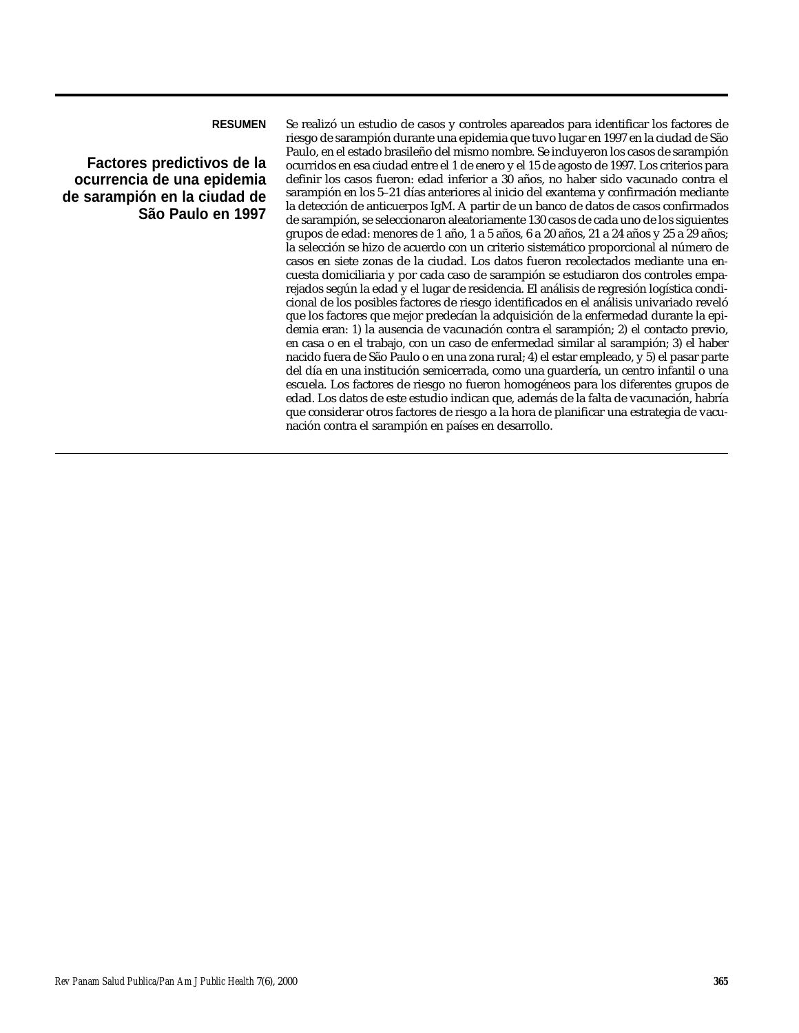**RESUMEN**

## Factores predictivos de la ocurrencia de una epidemia de sarampión en la ciudad de São Paulo en 1997

Se realizó un estudio de casos y controles apareados para identificar los factores de riesgo de sarampión durante una epidemia que tuvo lugar en 1997 en la ciudad de São Paulo, en el estado brasileño del mismo nombre. Se incluyeron los casos de sarampión ocurridos en esa ciudad entre el 1 de enero y el 15 de agosto de 1997. Los criterios para definir los casos fueron: edad inferior a 30 años, no haber sido vacunado contra el sarampión en los 5–21 días anteriores al inicio del exantema y confirmación mediante la detección de anticuerpos IgM. A partir de un banco de datos de casos confirmados de sarampión, se seleccionaron aleatoriamente 130 casos de cada uno de los siguientes grupos de edad: menores de 1 año, 1 a 5 años, 6 a 20 años, 21 a 24 años y 25 a 29 años; la selección se hizo de acuerdo con un criterio sistemático proporcional al número de casos en siete zonas de la ciudad. Los datos fueron recolectados mediante una encuesta domiciliaria y por cada caso de sarampión se estudiaron dos controles emparejados según la edad y el lugar de residencia. El análisis de regresión logística condicional de los posibles factores de riesgo identificados en el análisis univariado reveló que los factores que mejor predecían la adquisición de la enfermedad durante la epidemia eran: 1) la ausencia de vacunación contra el sarampión; 2) el contacto previo, en casa o en el trabajo, con un caso de enfermedad similar al sarampión; 3) el haber nacido fuera de São Paulo o en una zona rural; 4) el estar empleado, y 5) el pasar parte del día en una institución semicerrada, como una guardería, un centro infantil o una escuela. Los factores de riesgo no fueron homogéneos para los diferentes grupos de edad. Los datos de este estudio indican que, además de la falta de vacunación, habría que considerar otros factores de riesgo a la hora de planificar una estrategia de vacunación contra el sarampión en países en desarrollo.